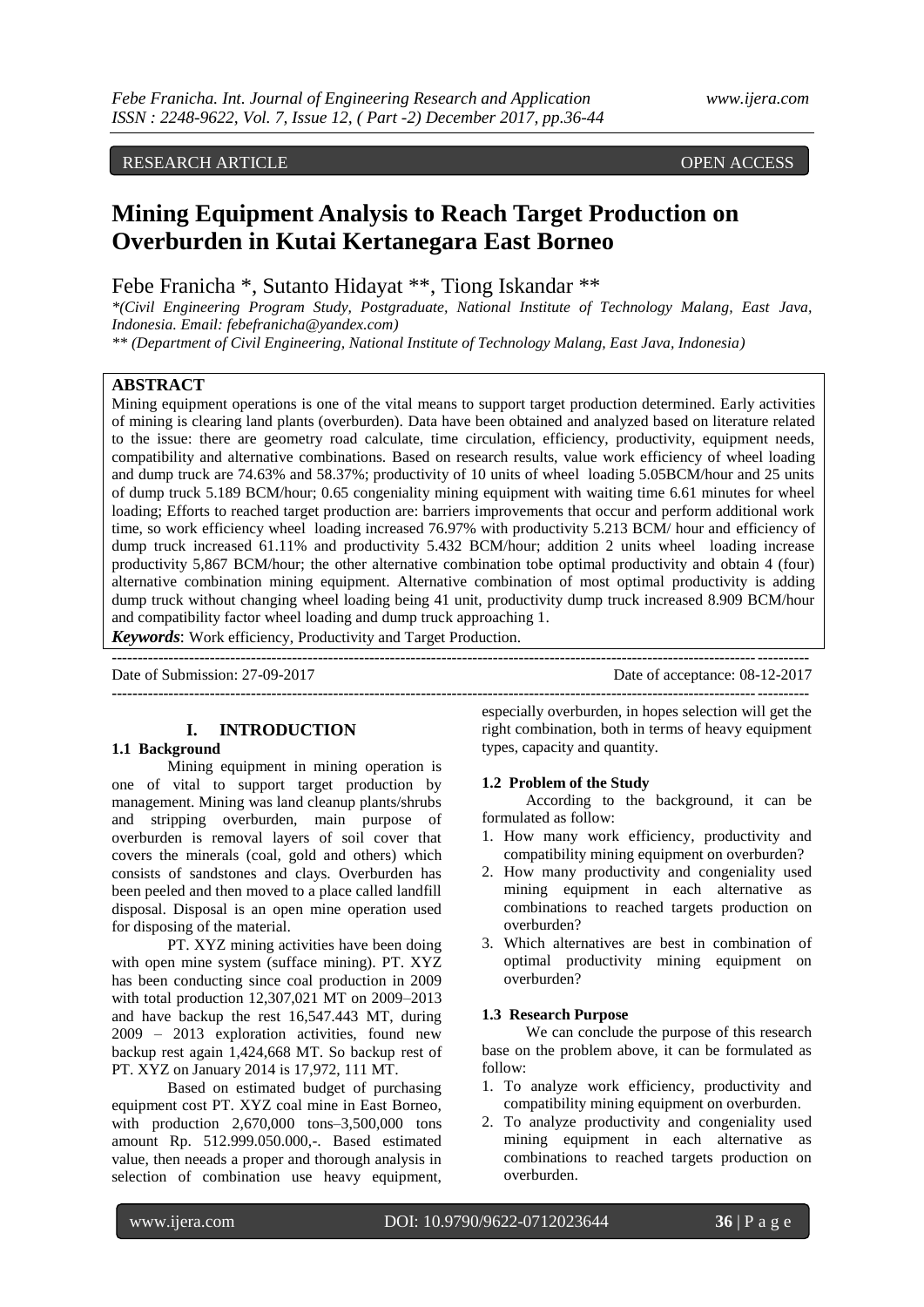RESEARCH ARTICLE OPEN ACCESS

# Mining Equipment Analysis to Reach Target Production on Overburden in Kutai Kertanegara East Borneo

Febe Franicha *, Sutanto Hidayat **, Tiong Iskandar **

*\*(Civil Engineering Program Study, Postgraduate, National Institute of Technology Malang, East Java, Indonesia. Email: febefranicha@yandex.com)*

*\*\* (Department of Civil Engineering, National Institute of Technology Malang, East Java, Indonesia)*

## ABSTRACT

Mining equipment operations is one of the vital means to support target production determined. Early activities of mining is clearing land plants (overburden). Data have been obtained and analyzed based on literature related to the issue: there are geometry road calculate, time circulation, efficiency, productivity, equipment needs, compatibility and alternative combinations. Based on research results, value work efficiency of wheel loading and dump truck are 74.63% and 58.37%; productivity of 10 units of wheel loading 5.05BCM/hour and 25 units of dump truck 5.189 BCM/hour; 0.65 congeniality mining equipment with waiting time 6.61 minutes for wheel loading; Efforts to reached target production are: barriers improvements that occur and perform additional work time, so work efficiency wheel loading increased 76.97% with productivity 5.213 BCM/ hour and efficiency of dump truck increased 61.11% and productivity 5.432 BCM/hour; addition 2 units wheel loading increase productivity 5,867 BCM/hour; the other alternative combination tobe optimal productivity and obtain 4 (four) alternative combination mining equipment. Alternative combination of most optimal productivity is adding dump truck without changing wheel loading being 41 unit, productivity dump truck increased 8.909 BCM/hour and compatibility factor wheel loading and dump truck approaching 1.

***Keywords***: Work efficiency, Productivity and Target Production.

---

Date of Submission: 27-09-2017 Date of acceptance: 08-12-2017

---

## I. INTRODUCTION

### 1.1 Background

Mining equipment in mining operation is one of vital to support target production by management. Mining was land cleanup plants/shrubs and stripping overburden, main purpose of overburden is removal layers of soil cover that covers the minerals (coal, gold and others) which consists of sandstones and clays. Overburden has been peeled and then moved to a place called landfill disposal. Disposal is an open mine operation used for disposing of the material.

PT. XYZ mining activities have been doing with open mine system (sufface mining). PT. XYZ has been conducting since coal production in 2009 with total production 12,307,021 MT on 2009–2013 and have backup the rest 16,547.443 MT, during 2009 – 2013 exploration activities, found new backup rest again 1,424,668 MT. So backup rest of PT. XYZ on January 2014 is 17,972, 111 MT.

Based on estimated budget of purchasing equipment cost PT. XYZ coal mine in East Borneo, with production 2,670,000 tons–3,500,000 tons amount Rp. 512.999.050.000,-. Based estimated value, then neeads a proper and thorough analysis in selection of combination use heavy equipment, especially overburden, in hopes selection will get the right combination, both in terms of heavy equipment types, capacity and quantity.

### 1.2 Problem of the Study

According to the background, it can be formulated as follow:

1. How many work efficiency, productivity and compatibility mining equipment on overburden?
2. How many productivity and congeniality used mining equipment in each alternative as combinations to reached targets production on overburden?
3. Which alternatives are best in combination of optimal productivity mining equipment on overburden?

### 1.3 Research Purpose

We can conclude the purpose of this research base on the problem above, it can be formulated as follow:

1. To analyze work efficiency, productivity and compatibility mining equipment on overburden.
2. To analyze productivity and congeniality used mining equipment in each alternative as combinations to reached targets production on overburden.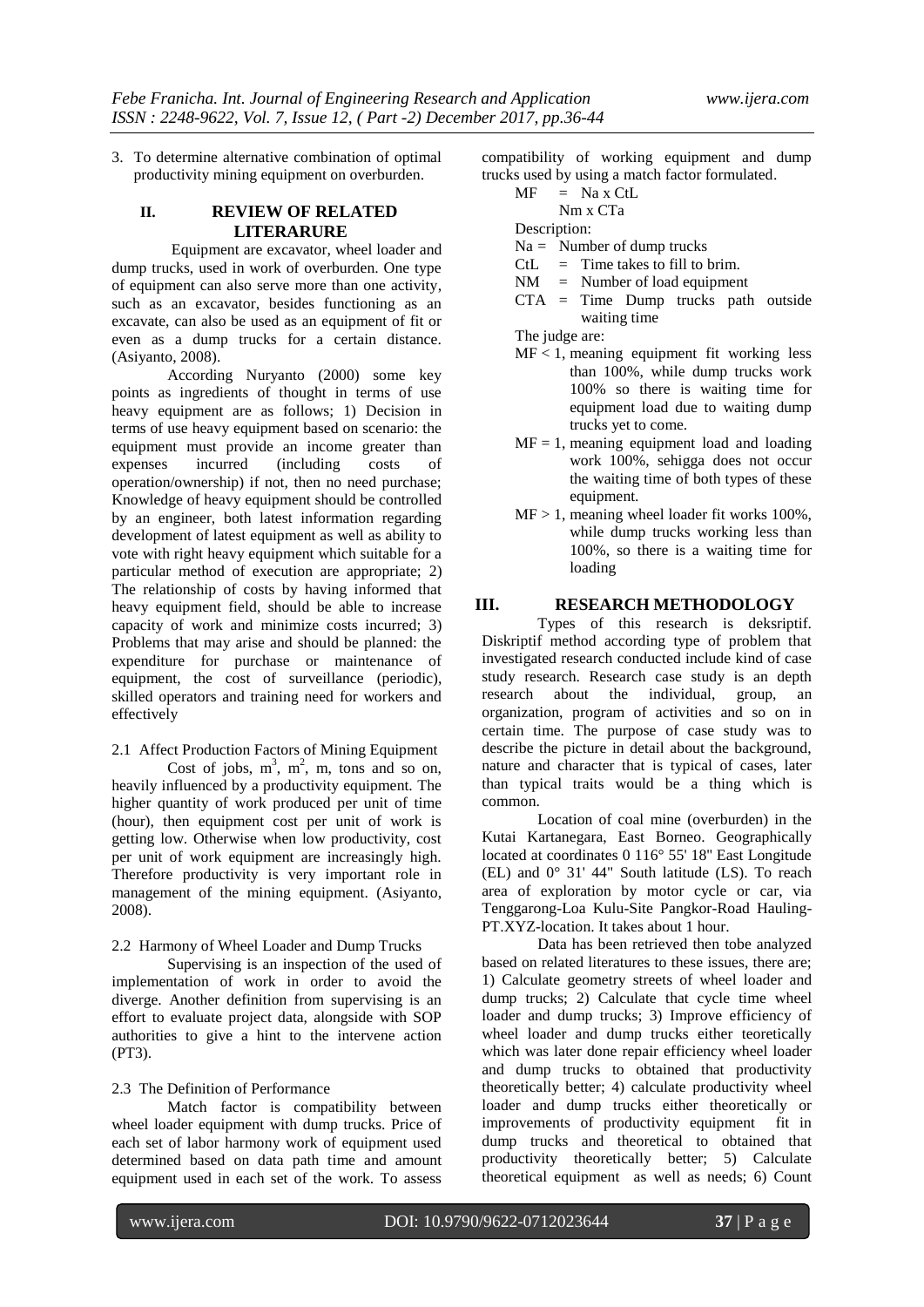3. To determine alternative combination of optimal productivity mining equipment on overburden.

## II. REVIEW OF RELATED LITERARURE

Equipment are excavator, wheel loader and dump trucks, used in work of overburden. One type of equipment can also serve more than one activity, such as an excavator, besides functioning as an excavate, can also be used as an equipment of fit or even as a dump trucks for a certain distance. (Asiyanto, 2008).

According Nuryanto (2000) some key points as ingredients of thought in terms of use heavy equipment are as follows; 1) Decision in terms of use heavy equipment based on scenario: the equipment must provide an income greater than expenses incurred (including costs of operation/ownership) if not, then no need purchase; Knowledge of heavy equipment should be controlled by an engineer, both latest information regarding development of latest equipment as well as ability to vote with right heavy equipment which suitable for a particular method of execution are appropriate; 2) The relationship of costs by having informed that heavy equipment field, should be able to increase capacity of work and minimize costs incurred; 3) Problems that may arise and should be planned: the expenditure for purchase or maintenance of equipment, the cost of surveillance (periodic), skilled operators and training need for workers and effectively

### 2.1 Affect Production Factors of Mining Equipment

Cost of jobs, $m^3$, $m^2$, m, tons and so on, heavily influenced by a productivity equipment. The higher quantity of work produced per unit of time (hour), then equipment cost per unit of work is getting low. Otherwise when low productivity, cost per unit of work equipment are increasingly high. Therefore productivity is very important role in management of the mining equipment. (Asiyanto, 2008).

### 2.2 Harmony of Wheel Loader and Dump Trucks

Supervising is an inspection of the used of implementation of work in order to avoid the diverge. Another definition from supervising is an effort to evaluate project data, alongside with SOP authorities to give a hint to the intervene action (PT3).

### 2.3 The Definition of Performance

Match factor is compatibility between wheel loader equipment with dump trucks. Price of each set of labor harmony work of equipment used determined based on data path time and amount equipment used in each set of the work. To assess compatibility of working equipment and dump trucks used by using a match factor formulated.

$$MF = \frac{Na \times CtL}{Nm \times CTa}$$

Description:

- Na = Number of dump trucks
- CtL = Time takes to fill to brim.
- NM = Number of load equipment
- CTA = Time Dump trucks path outside waiting time

The judge are:

- MF < 1, meaning equipment fit working less than 100%, while dump trucks work 100% so there is waiting time for equipment load due to waiting dump trucks yet to come.
- MF = 1, meaning equipment load and loading work 100%, sehigga does not occur the waiting time of both types of these equipment.
- MF > 1, meaning wheel loader fit works 100%, while dump trucks working less than 100%, so there is a waiting time for loading

## III. RESEARCH METHODOLOGY

Types of this research is deksriptif. Diskriptif method according type of problem that investigated research conducted include kind of case study research. Research case study is an depth research about the individual, group, an organization, program of activities and so on in certain time. The purpose of case study was to describe the picture in detail about the background, nature and character that is typical of cases, later than typical traits would be a thing which is common.

Location of coal mine (overburden) in the Kutai Kartanegara, East Borneo. Geographically located at coordinates 0 116° 55' 18" East Longitude (EL) and 0° 31' 44" South latitude (LS). To reach area of exploration by motor cycle or car, via Tenggarong-Loa Kulu-Site Pangkor-Road Hauling-PT.XYZ-location. It takes about 1 hour.

Data has been retrieved then tobe analyzed based on related literatures to these issues, there are; 1) Calculate geometry streets of wheel loader and dump trucks; 2) Calculate that cycle time wheel loader and dump trucks; 3) Improve efficiency of wheel loader and dump trucks either teoretically which was later done repair efficiency wheel loader and dump trucks to obtained that productivity theoretically better; 4) calculate productivity wheel loader and dump trucks either theoretically or improvements of productivity equipment fit in dump trucks and theoretical to obtained that productivity theoretically better; 5) Calculate theoretical equipment as well as needs; 6) Count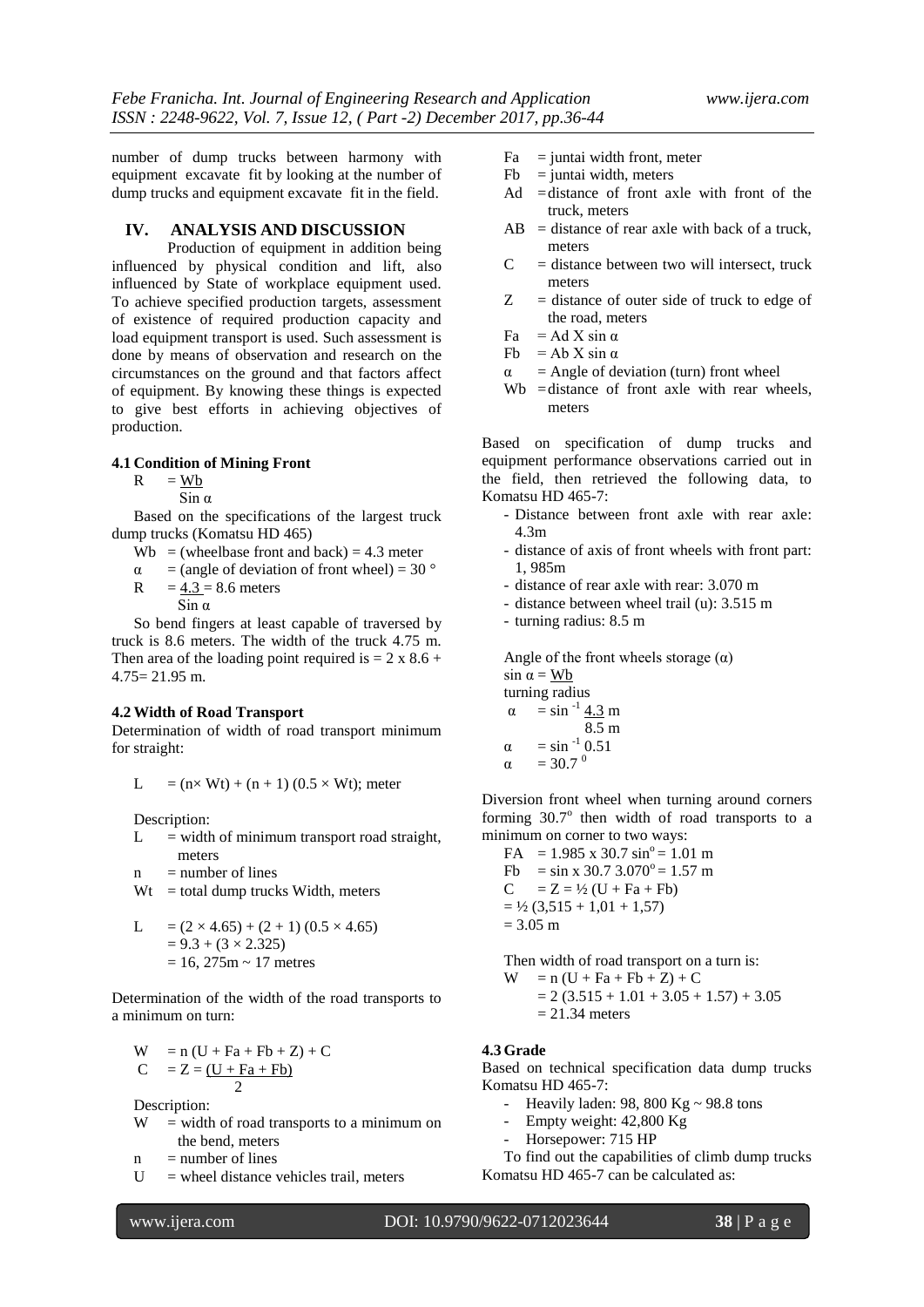number of dump trucks between harmony with equipment excavate fit by looking at the number of dump trucks and equipment excavate fit in the field.

## IV. ANALYSIS AND DISCUSSION

Production of equipment in addition being influenced by physical condition and lift, also influenced by State of workplace equipment used. To achieve specified production targets, assessment of existence of required production capacity and load equipment transport is used. Such assessment is done by means of observation and research on the circumstances on the ground and that factors affect of equipment. By knowing these things is expected to give best efforts in achieving objectives of production.

### 4.1 Condition of Mining Front

$$R = \frac{Wb}{\sin \alpha}$$

Based on the specifications of the largest truck dump trucks (Komatsu HD 465)

$Wb$ = (wheelbase front and back) = 4.3 meter

$\alpha$ = (angle of deviation of front wheel) = 30 °

$$R = \frac{4.3}{\sin \alpha} = 8.6 \text{ meters}$$

So bend fingers at least capable of traversed by truck is 8.6 meters. The width of the truck 4.75 m. Then area of the loading point required is = 2 x 8.6 + 4.75= 21.95 m.

### 4.2 Width of Road Transport

Determination of width of road transport minimum for straight:

$$L = (n\times Wt) + (n + 1)\,(0.5 \times Wt);\ \text{meter}$$

Description:

- $L$ = width of minimum transport road straight, meters
- $n$ = number of lines
- $Wt$ = total dump trucks Width, meters

$$L = (2 \times 4.65) + (2 + 1)\,(0.5 \times 4.65)$$
$$= 9.3 + (3 \times 2.325)$$
$$= 16,275\text{m} \sim 17 \text{ metres}$$

Determination of the width of the road transports to a minimum on turn:

$$W = n\,(U + Fa + Fb + Z) + C$$
$$C = Z = \frac{(U + Fa + Fb)}{2}$$

Description:

- $W$ = width of road transports to a minimum on the bend, meters
- $n$ = number of lines
- $U$ = wheel distance vehicles trail, meters
- $Fa$ = juntai width front, meter
- $Fb$ = juntai width, meters
- $Ad$ = distance of front axle with front of the truck, meters
- $AB$ = distance of rear axle with back of a truck, meters
- $C$ = distance between two will intersect, truck meters
- $Z$ = distance of outer side of truck to edge of the road, meters
- $Fa$ = $Ad \times \sin \alpha$
- $Fb$ = $Ab \times \sin \alpha$
- $\alpha$ = Angle of deviation (turn) front wheel
- $Wb$ = distance of front axle with rear wheels, meters

Based on specification of dump trucks and equipment performance observations carried out in the field, then retrieved the following data, to Komatsu HD 465-7:

- Distance between front axle with rear axle: 4.3m
- distance of axis of front wheels with front part: 1, 985m
- distance of rear axle with rear: 3.070 m
- distance between wheel trail (u): 3.515 m
- turning radius: 8.5 m

Angle of the front wheels storage ($\alpha$)

$$\sin \alpha = \frac{Wb}{\text{turning radius}}$$

$$\alpha = \sin^{-1} \frac{4.3\text{ m}}{8.5\text{ m}}$$
$$\alpha = \sin^{-1} 0.51$$
$$\alpha = 30.7^{0}$$

Diversion front wheel when turning around corners forming $30.7^{o}$ then width of road transports to a minimum on corner to two ways:

$$FA = 1.985 \times 30.7 \sin^{o} = 1.01 \text{ m}$$
$$Fb = \sin \times 30.7\ 3.070^{o} = 1.57 \text{ m}$$
$$C = Z = ½\,(U + Fa + Fb)$$
$$= ½\,(3,515 + 1,01 + 1,57)$$
$$= 3.05 \text{ m}$$

Then width of road transport on a turn is:

$$W = n\,(U + Fa + Fb + Z) + C$$
$$= 2\,(3.515 + 1.01 + 3.05 + 1.57) + 3.05$$
$$= 21.34 \text{ meters}$$

### 4.3 Grade

Based on technical specification data dump trucks Komatsu HD 465-7:

- Heavily laden: 98, 800 Kg ~ 98.8 tons
- Empty weight: 42,800 Kg
- Horsepower: 715 HP

To find out the capabilities of climb dump trucks Komatsu HD 465-7 can be calculated as: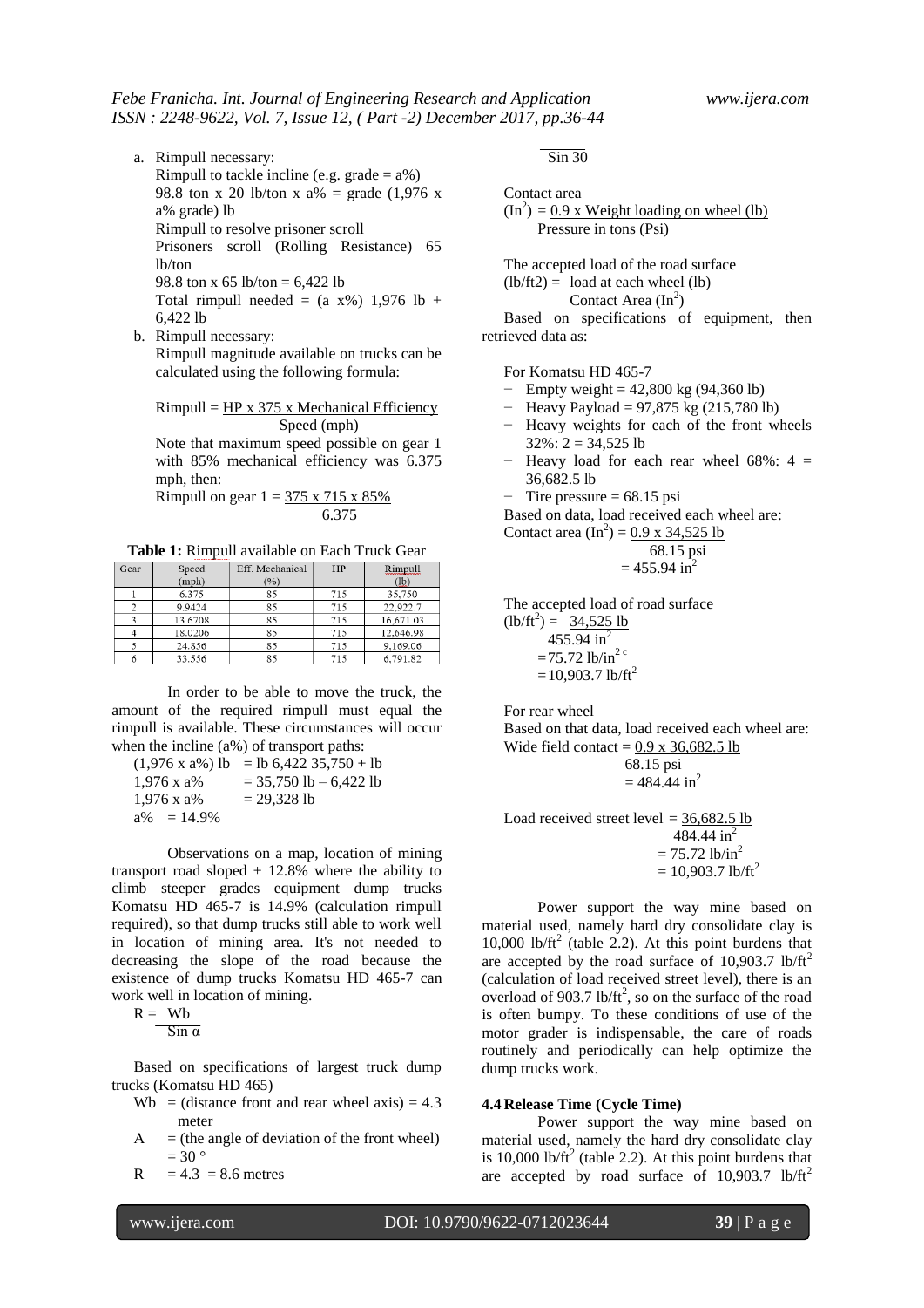a. Rimpull necessary:
   Rimpull to tackle incline (e.g. grade = a%)
   98.8 ton x 20 lb/ton x a% = grade (1,976 x a% grade) lb
   Rimpull to resolve prisoner scroll
   Prisoners scroll (Rolling Resistance) 65 lb/ton
   98.8 ton x 65 lb/ton = 6,422 lb
   Total rimpull needed = (a x%) 1,976 lb + 6,422 lb
b. Rimpull necessary:
   Rimpull magnitude available on trucks can be calculated using the following formula:

   $$\text{Rimpull} = \frac{\text{HP x 375 x Mechanical Efficiency}}{\text{Speed (mph)}}$$

   Note that maximum speed possible on gear 1 with 85% mechanical efficiency was 6.375 mph, then:

   $$\text{Rimpull on gear } 1 = \frac{375 \text{ x } 715 \text{ x } 85\%}{6.375}$$

**Table 1:** Rimpull available on Each Truck Gear

| Gear | Speed (mph) | Eff. Mechanical (%) | HP | Rimpull (lb) |
|---|---|---|---|---|
| 1 | 6.375 | 85 | 715 | 35,750 |
| 2 | 9.9424 | 85 | 715 | 22,922.7 |
| 3 | 13.6708 | 85 | 715 | 16,671.03 |
| 4 | 18.0206 | 85 | 715 | 12,646.98 |
| 5 | 24.856 | 85 | 715 | 9,169.06 |
| 6 | 33.556 | 85 | 715 | 6,791.82 |

In order to be able to move the truck, the amount of the required rimpull must equal the rimpull is available. These circumstances will occur when the incline (a%) of transport paths:

(1,976 x a%) lb = lb 6,422 35,750 + lb
1,976 x a% = 35,750 lb – 6,422 lb
1,976 x a% = 29,328 lb
a% = 14.9%

Observations on a map, location of mining transport road sloped ± 12.8% where the ability to climb steeper grades equipment dump trucks Komatsu HD 465-7 is 14.9% (calculation rimpull required), so that dump trucks still able to work well in location of mining area. It's not needed to decreasing the slope of the road because the existence of dump trucks Komatsu HD 465-7 can work well in location of mining.

$$R = \frac{Wb}{\sin \alpha}$$

Based on specifications of largest truck dump trucks (Komatsu HD 465)

Wb = (distance front and rear wheel axis) = 4.3 meter
A = (the angle of deviation of the front wheel) = 30 °

$$R = \frac{4.3}{\sin 30} = 8.6 \text{ metres}$$

Contact area

$$(\text{In}^2) = \frac{0.9 \text{ x Weight loading on wheel (lb)}}{\text{Pressure in tons (Psi)}}$$

The accepted load of the road surface

$$(\text{lb/ft2}) = \frac{\text{load at each wheel (lb)}}{\text{Contact Area (In}^2)}$$

Based on specifications of equipment, then retrieved data as:

For Komatsu HD 465-7

- Empty weight = 42,800 kg (94,360 lb)
- Heavy Payload = 97,875 kg (215,780 lb)
- Heavy weights for each of the front wheels 32%: 2 = 34,525 lb
- Heavy load for each rear wheel 68%: 4 = 36,682.5 lb
- Tire pressure = 68.15 psi

Based on data, load received each wheel are:

$$\text{Contact area (In}^2) = \frac{0.9 \text{ x } 34{,}525 \text{ lb}}{68.15 \text{ psi}} = 455.94 \text{ in}^2$$

The accepted load of road surface

$$(\text{lb/ft}^2) = \frac{34{,}525 \text{ lb}}{455.94 \text{ in}^2} = 75.72 \text{ lb/in}^{2\,c} = 10{,}903.7 \text{ lb/ft}^2$$

For rear wheel

Based on that data, load received each wheel are:

$$\text{Wide field contact} = \frac{0.9 \text{ x } 36{,}682.5 \text{ lb}}{68.15 \text{ psi}} = 484.44 \text{ in}^2$$

$$\text{Load received street level} = \frac{36{,}682.5 \text{ lb}}{484.44 \text{ in}^2} = 75.72 \text{ lb/in}^2 = 10{,}903.7 \text{ lb/ft}^2$$

Power support the way mine based on material used, namely hard dry consolidate clay is 10,000 lb/ft$^2$ (table 2.2). At this point burdens that are accepted by the road surface of 10,903.7 lb/ft$^2$ (calculation of load received street level), there is an overload of 903.7 lb/ft$^2$, so on the surface of the road is often bumpy. To these conditions of use of the motor grader is indispensable, the care of roads routinely and periodically can help optimize the dump trucks work.

### 4.4 Release Time (Cycle Time)

Power support the way mine based on material used, namely the hard dry consolidate clay is 10,000 lb/ft$^2$ (table 2.2). At this point burdens that are accepted by road surface of 10,903.7 lb/ft$^2$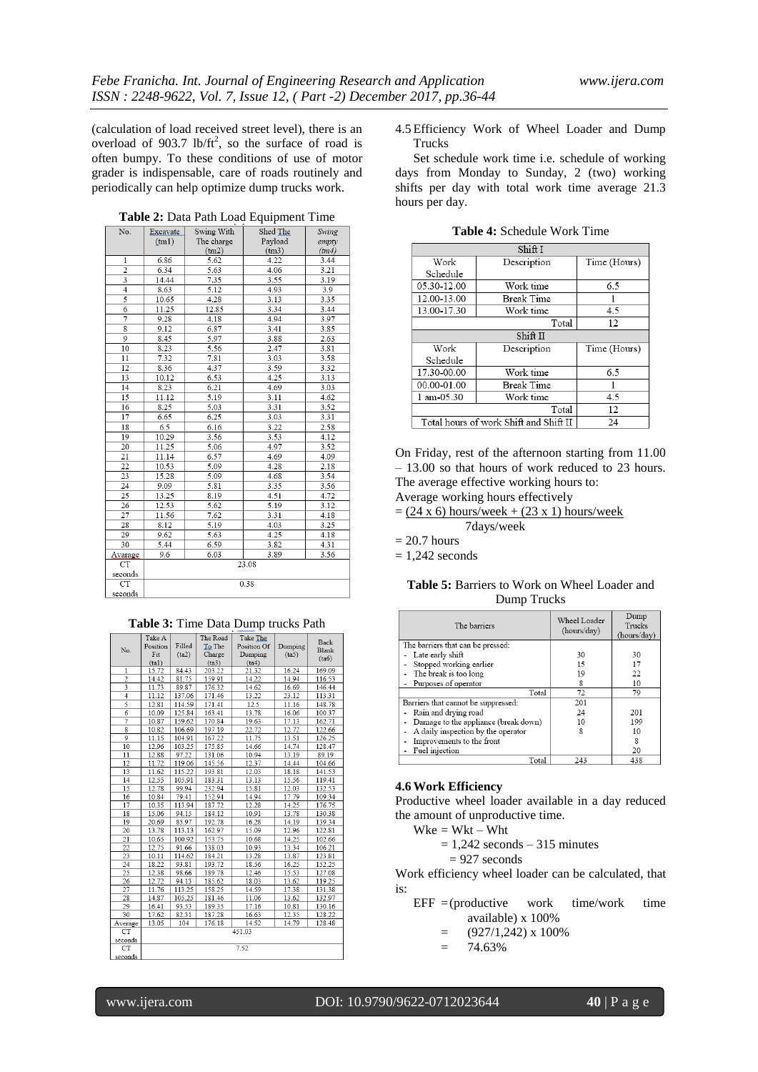(calculation of load received street level), there is an overload of 903.7 lb/ft$^2$, so the surface of road is often bumpy. To these conditions of use of motor grader is indispensable, care of roads routinely and periodically can help optimize dump trucks work.

**Table 2:** Data Path Load Equipment Time

| No. | Excavate (tm1) | Swing With The charge (tm2) | Shed The Payload (tm3) | Swing empty (tm4) |
|---|---|---|---|---|
| 1 | 6.86 | 5.62 | 4.22 | 3.44 |
| 2 | 6.34 | 5.63 | 4.06 | 3.21 |
| 3 | 14.44 | 7.35 | 3.55 | 3.19 |
| 4 | 8.63 | 5.12 | 4.93 | 3.9 |
| 5 | 10.65 | 4.28 | 3.13 | 3.35 |
| 6 | 11.25 | 12.85 | 3.34 | 3.44 |
| 7 | 9.28 | 4.18 | 4.94 | 3.97 |
| 8 | 9.12 | 6.87 | 3.41 | 3.85 |
| 9 | 8.45 | 5.97 | 3.88 | 2.63 |
| 10 | 8.23 | 5.56 | 2.47 | 3.81 |
| 11 | 7.32 | 7.81 | 3.03 | 3.58 |
| 12 | 8.36 | 4.37 | 3.59 | 3.32 |
| 13 | 10.12 | 6.53 | 4.25 | 3.13 |
| 14 | 8.23 | 6.21 | 4.69 | 3.03 |
| 15 | 11.12 | 5.19 | 3.11 | 4.62 |
| 16 | 8.25 | 5.03 | 3.31 | 3.52 |
| 17 | 6.65 | 6.25 | 3.03 | 3.31 |
| 18 | 6.5 | 6.16 | 3.22 | 2.58 |
| 19 | 10.29 | 3.56 | 3.53 | 4.12 |
| 20 | 11.25 | 5.06 | 4.97 | 3.52 |
| 21 | 11.14 | 6.57 | 4.69 | 4.09 |
| 22 | 10.53 | 5.09 | 4.28 | 2.18 |
| 23 | 15.28 | 5.09 | 4.68 | 3.54 |
| 24 | 9.09 | 5.81 | 3.35 | 3.56 |
| 25 | 13.25 | 8.19 | 4.51 | 4.72 |
| 26 | 12.53 | 5.62 | 5.19 | 3.12 |
| 27 | 11.56 | 7.62 | 3.31 | 4.18 |
| 28 | 8.12 | 5.19 | 4.03 | 3.25 |
| 29 | 9.62 | 5.63 | 4.25 | 4.18 |
| 30 | 5.44 | 6.59 | 3.82 | 4.31 |
| Avarage | 9.6 | 6.03 | 3.89 | 3.56 |
| CT seconds | 23.08 | | | |
| CT seconds | 0.38 | | | |

**Table 3:** Time Data Dump trucks Path

| No. | Take A Position Fit (ta1) | Filled (ta2) | The Road To The Charge (ta3) | Take The Position Of Dumping (ta4) | Dumping (ta5) | Back Blank (ta6) |
|---|---|---|---|---|---|---|
| 1 | 15.72 | 84.43 | 203.22 | 21.32 | 16.24 | 169.09 |
| 2 | 14.42 | 81.75 | 159.91 | 14.22 | 14.94 | 116.53 |
| 3 | 11.73 | 89.87 | 176.32 | 14.62 | 16.69 | 146.44 |
| 4 | 11.12 | 137.06 | 171.46 | 13.22 | 23.12 | 113.31 |
| 5 | 12.81 | 114.59 | 171.41 | 12.5 | 11.16 | 148.78 |
| 6 | 10.09 | 125.84 | 163.41 | 13.78 | 16.06 | 100.37 |
| 7 | 10.87 | 159.62 | 170.84 | 19.63 | 17.13 | 162.71 |
| 8 | 10.82 | 106.69 | 197.19 | 22.72 | 12.72 | 122.66 |
| 9 | 11.15 | 104.91 | 167.22 | 11.75 | 13.51 | 126.25 |
| 10 | 12.96 | 103.25 | 175.85 | 14.66 | 14.74 | 128.47 |
| 11 | 12.88 | 97.22 | 131.06 | 10.94 | 13.19 | 89.19 |
| 12 | 11.72 | 119.06 | 145.56 | 12.37 | 14.44 | 104.66 |
| 13 | 11.62 | 115.22 | 193.81 | 12.03 | 18.18 | 141.53 |
| 14 | 12.55 | 105.91 | 183.31 | 13.13 | 15.56 | 119.41 |
| 15 | 12.78 | 99.94 | 232.94 | 15.81 | 12.03 | 132.53 |
| 16 | 10.84 | 79.41 | 152.94 | 14.94 | 17.79 | 109.34 |
| 17 | 10.35 | 113.94 | 187.72 | 12.28 | 14.25 | 176.75 |
| 18 | 15.06 | 94.15 | 184.12 | 10.91 | 13.78 | 130.38 |
| 19 | 20.69 | 85.97 | 192.78 | 16.28 | 14.19 | 139.34 |
| 20 | 13.78 | 113.13 | 162.97 | 15.09 | 12.96 | 122.81 |
| 21 | 10.65 | 100.92 | 153.75 | 10.68 | 14.25 | 102.66 |
| 22 | 12.75 | 91.66 | 138.03 | 10.93 | 13.34 | 106.21 |
| 23 | 10.11 | 114.62 | 184.21 | 13.28 | 13.87 | 123.81 |
| 24 | 18.22 | 93.81 | 193.72 | 18.56 | 16.25 | 152.25 |
| 25 | 12.38 | 98.66 | 189.78 | 12.46 | 15.53 | 127.08 |
| 26 | 12.72 | 94.13 | 185.62 | 18.03 | 13.62 | 119.25 |
| 27 | 11.76 | 113.25 | 158.25 | 14.59 | 17.38 | 131.38 |
| 28 | 14.87 | 105.25 | 181.46 | 11.06 | 13.62 | 132.97 |
| 29 | 16.41 | 93.53 | 189.35 | 17.16 | 10.81 | 130.16 |
| 30 | 17.62 | 82.31 | 187.28 | 16.63 | 12.35 | 128.22 |
| Average | 13.05 | 104 | 176.18 | 14.52 | 14.79 | 128.48 |
| CT seconds | 451.03 | | | | | |
| CT seconds | 7.52 | | | | | |

### 4.5 Efficiency Work of Wheel Loader and Dump Trucks

Set schedule work time i.e. schedule of working days from Monday to Sunday, 2 (two) working shifts per day with total work time average 21.3 hours per day.

**Table 4:** Schedule Work Time

| Shift I | | |
|---|---|---|
| Work Schedule | Description | Time (Hours) |
| 05.30-12.00 | Work time | 6.5 |
| 12.00-13.00 | Break Time | 1 |
| 13.00-17.30 | Work time | 4.5 |
| | Total | 12 |
| Shift II | | |
| Work Schedule | Description | Time (Hours) |
| 17.30-00.00 | Work time | 6.5 |
| 00.00-01.00 | Break Time | 1 |
| 1 am-05.30 | Work time | 4.5 |
| | Total | 12 |
| Total hours of work Shift and Shift II | | 24 |

On Friday, rest of the afternoon starting from 11.00 – 13.00 so that hours of work reduced to 23 hours. The average effective working hours to:

Average working hours effectively

$$= \frac{(24 \times 6)\ \text{hours/week} + (23 \times 1)\ \text{hours/week}}{7\text{days/week}}$$

= 20.7 hours

= 1,242 seconds

**Table 5:** Barriers to Work on Wheel Loader and Dump Trucks

| The barriers | Wheel Loader (hours/day) | Dump Trucks (hours/day) |
|---|---|---|
| The barriers that can be pressed: | | |
| - Late early shift | 30 | 30 |
| - Stopped working earlier | 15 | 17 |
| - The break is too long | 19 | 22 |
| - Purposes of operator | 8 | 10 |
| Total | 72 | 79 |
| Barriers that cannot be suppressed: | 201 | |
| - Rain and drying road | 24 | 201 |
| - Damage to the appliance (break down) | 10 | 199 |
| - A daily inspection by the operator | 8 | 10 |
| - Improvements to the front | | 8 |
| - Fuel injection | | 20 |
| Total | 243 | 438 |

### 4.6 Work Efficiency

Productive wheel loader available in a day reduced the amount of unproductive time.

Wke = Wkt – Wht

= 1,242 seconds – 315 minutes

= 927 seconds

Work efficiency wheel loader can be calculated, that is:

EFF = (productive work time/work time available) x 100%

= (927/1,242) x 100%

= 74.63%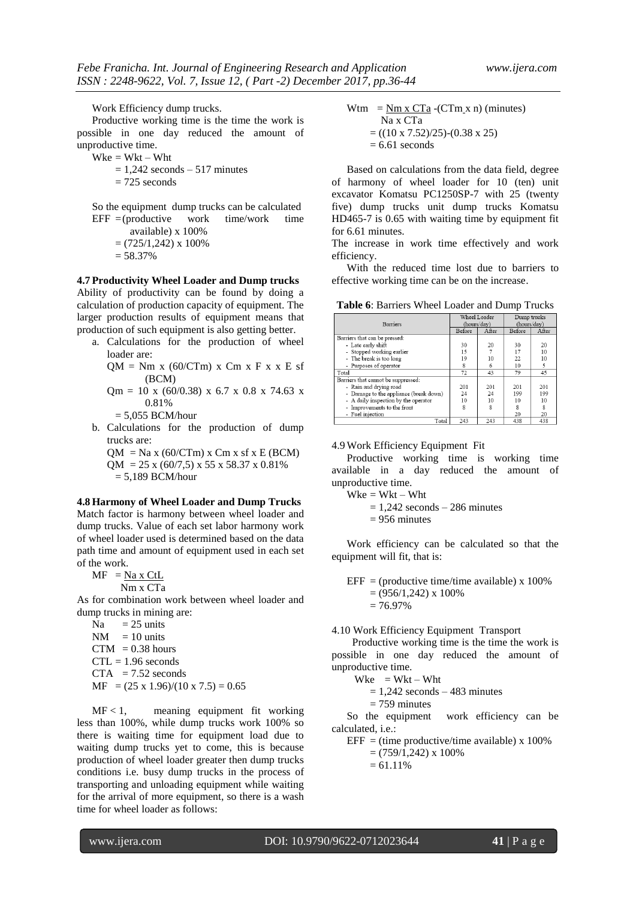Work Efficiency dump trucks.

Productive working time is the time the work is possible in one day reduced the amount of unproductive time.

$Wke = Wkt - Wht$
$= 1{,}242$ seconds – 517 minutes
$= 725$ seconds

So the equipment dump trucks can be calculated

EFF = (productive work time/work time available) x 100%
$= (725/1{,}242) \times 100\%$
$= 58.37\%$

**4.7 Productivity Wheel Loader and Dump trucks**

Ability of productivity can be found by doing a calculation of production capacity of equipment. The larger production results of equipment means that production of such equipment is also getting better.

a. Calculations for the production of wheel loader are:

   QM = Nm x (60/CTm) x Cm x F x x E sf (BCM)

   Qm = 10 x (60/0.38) x 6.7 x 0.8 x 74.63 x 0.81%

   = 5,055 BCM/hour

b. Calculations for the production of dump trucks are:

   QM = Na x (60/CTm) x Cm x sf x E (BCM)

   QM = 25 x (60/7,5) x 55 x 58.37 x 0.81%

   = 5,189 BCM/hour

**4.8 Harmony of Wheel Loader and Dump Trucks**

Match factor is harmony between wheel loader and dump trucks. Value of each set labor harmony work of wheel loader used is determined based on the data path time and amount of equipment used in each set of the work.

$$MF = \frac{Na \times CtL}{Nm \times CTa}$$

As for combination work between wheel loader and dump trucks in mining are:

Na = 25 units
NM = 10 units
CTM = 0.38 hours
CTL = 1.96 seconds
CTA = 7.52 seconds
MF = (25 x 1.96)/(10 x 7.5) = 0.65

MF < 1, meaning equipment fit working less than 100%, while dump trucks work 100% so there is waiting time for equipment load due to waiting dump trucks yet to come, this is because production of wheel loader greater then dump trucks conditions i.e. busy dump trucks in the process of transporting and unloading equipment while waiting for the arrival of more equipment, so there is a wash time for wheel loader as follows:

$$Wtm = \frac{Nm \times CTa}{Na \times CTa} - (CTm \times n) \text{ (minutes)}$$
$= ((10 \times 7.52)/25)-(0.38 \times 25)$
$= 6.61$ seconds

Based on calculations from the data field, degree of harmony of wheel loader for 10 (ten) unit excavator Komatsu PC1250SP-7 with 25 (twenty five) dump trucks unit dump trucks Komatsu HD465-7 is 0.65 with waiting time by equipment fit for 6.61 minutes.

The increase in work time effectively and work efficiency.

With the reduced time lost due to barriers to effective working time can be on the increase.

**Table 6**: Barriers Wheel Loader and Dump Trucks

| Barriers | Wheel Loader (hours/day) | | Dump trucks (hours/day) | |
|---|---|---|---|---|
| | Before | After | Before | After |
| Barriers that can be pressed: | | | | |
| - Late early shift | 30 | 20 | 30 | 20 |
| - Stopped working earlier | 15 | 7 | 17 | 10 |
| - The break is too long | 19 | 10 | 22 | 10 |
| - Purposes of operator | 8 | 6 | 10 | 5 |
| Total | 72 | 43 | 79 | 45 |
| Barriers that cannot be suppressed: | | | | |
| - Rain and drying road | 201 | 201 | 201 | 201 |
| - Damage to the appliance (break down) | 24 | 24 | 199 | 199 |
| - A daily inspection by the operator | 10 | 10 | 10 | 10 |
| - Improvements to the front | 8 | 8 | 8 | 8 |
| - Fuel injection | | | 20 | 20 |
| Total | 243 | 243 | 438 | 438 |

4.9 Work Efficiency Equipment Fit

Productive working time is working time available in a day reduced the amount of unproductive time.

$Wke = Wkt - Wht$
$= 1{,}242$ seconds – 286 minutes
$= 956$ minutes

Work efficiency can be calculated so that the equipment will fit, that is:

EFF = (productive time/time available) x 100%
$= (956/1{,}242) \times 100\%$
$= 76.97\%$

4.10 Work Efficiency Equipment Transport

Productive working time is the time the work is possible in one day reduced the amount of unproductive time.

$Wke = Wkt - Wht$
$= 1{,}242$ seconds – 483 minutes
$= 759$ minutes

So the equipment work efficiency can be calculated, i.e.:

EFF = (time productive/time available) x 100%
$= (759/1{,}242) \times 100\%$
$= 61.11\%$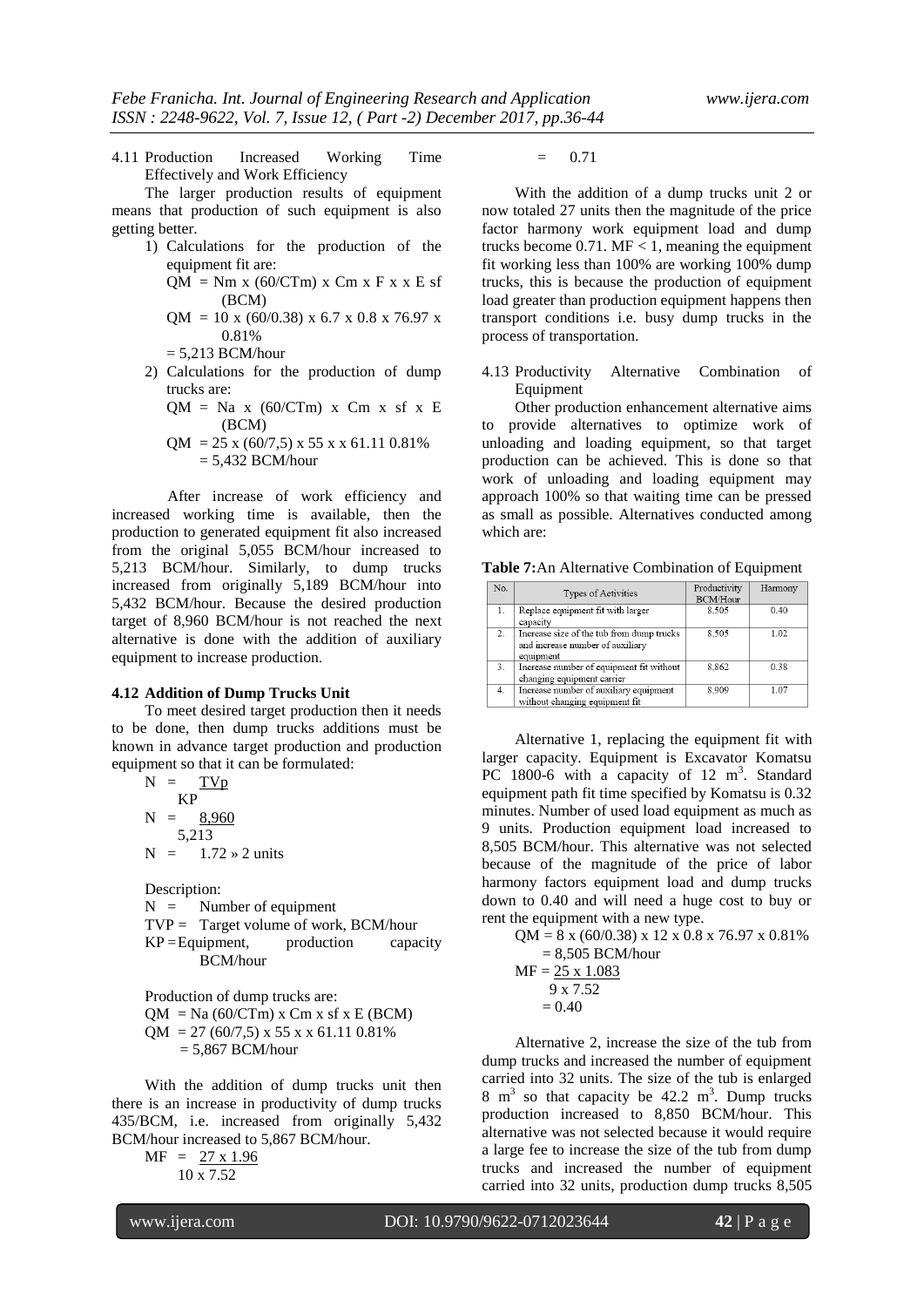### 4.11 Production Increased Working Time Effectively and Work Efficiency

The larger production results of equipment means that production of such equipment is also getting better.

1) Calculations for the production of the equipment fit are:

   $QM = Nm \times (60/CTm) \times Cm \times F \times x \times E\ sf$ (BCM)

   $QM = 10 \times (60/0.38) \times 6.7 \times 0.8 \times 76.97 \times 0.81\%$

   $= 5{,}213$ BCM/hour

2) Calculations for the production of dump trucks are:

   $QM = Na \times (60/CTm) \times Cm \times sf \times E$ (BCM)

   $QM = 25 \times (60/7{,}5) \times 55 \times x \times 61.11\ 0.81\%$

   $= 5{,}432$ BCM/hour

After increase of work efficiency and increased working time is available, then the production to generated equipment fit also increased from the original 5,055 BCM/hour increased to 5,213 BCM/hour. Similarly, to dump trucks increased from originally 5,189 BCM/hour into 5,432 BCM/hour. Because the desired production target of 8,960 BCM/hour is not reached the next alternative is done with the addition of auxiliary equipment to increase production.

### 4.12 Addition of Dump Trucks Unit

To meet desired target production then it needs to be done, then dump trucks additions must be known in advance target production and production equipment so that it can be formulated:

$$N = \frac{TVp}{KP}$$

$$N = \frac{8{,}960}{5{,}213}$$

$$N = 1.72 \approx 2 \text{ units}$$

Description:

N = Number of equipment

TVP = Target volume of work, BCM/hour

KP = Equipment, production capacity BCM/hour

Production of dump trucks are:

$QM = Na\ (60/CTm) \times Cm \times sf \times E$ (BCM)

$QM = 27\ (60/7{,}5) \times 55 \times x \times 61.11\ 0.81\%$

$= 5{,}867$ BCM/hour

With the addition of dump trucks unit then there is an increase in productivity of dump trucks 435/BCM, i.e. increased from originally 5,432 BCM/hour increased to 5,867 BCM/hour.

$$MF = \frac{27 \times 1.96}{10 \times 7.52}$$

$$= 0.71$$

With the addition of a dump trucks unit 2 or now totaled 27 units then the magnitude of the price factor harmony work equipment load and dump trucks become 0.71. MF < 1, meaning the equipment fit working less than 100% are working 100% dump trucks, this is because the production of equipment load greater than production equipment happens then transport conditions i.e. busy dump trucks in the process of transportation.

### 4.13 Productivity Alternative Combination of Equipment

Other production enhancement alternative aims to provide alternatives to optimize work of unloading and loading equipment, so that target production can be achieved. This is done so that work of unloading and loading equipment may approach 100% so that waiting time can be pressed as small as possible. Alternatives conducted among which are:

**Table 7:** An Alternative Combination of Equipment

| No. | Types of Activities | Productivity BCM/Hour | Harmony |
|---|---|---|---|
| 1. | Replace equipment fit with larger capacity | 8,505 | 0.40 |
| 2. | Increase size of the tub from dump trucks and increase number of auxiliary equipment | 8,505 | 1.02 |
| 3. | Increase number of equipment fit without changing equipment carrier | 8,862 | 0.38 |
| 4. | Increase number of auxiliary equipment without changing equipment fit | 8,909 | 1.07 |

Alternative 1, replacing the equipment fit with larger capacity. Equipment is Excavator Komatsu PC 1800-6 with a capacity of 12 $m^3$. Standard equipment path fit time specified by Komatsu is 0.32 minutes. Number of used load equipment as much as 9 units. Production equipment load increased to 8,505 BCM/hour. This alternative was not selected because of the magnitude of the price of labor harmony factors equipment load and dump trucks down to 0.40 and will need a huge cost to buy or rent the equipment with a new type.

$QM = 8 \times (60/0.38) \times 12 \times 0.8 \times 76.97 \times 0.81\%$

$= 8{,}505$ BCM/hour

$$MF = \frac{25 \times 1.083}{9 \times 7.52}$$

$$= 0.40$$

Alternative 2, increase the size of the tub from dump trucks and increased the number of equipment carried into 32 units. The size of the tub is enlarged 8 $m^3$ so that capacity be 42.2 $m^3$. Dump trucks production increased to 8,850 BCM/hour. This alternative was not selected because it would require a large fee to increase the size of the tub from dump trucks and increased the number of equipment carried into 32 units, production dump trucks 8,505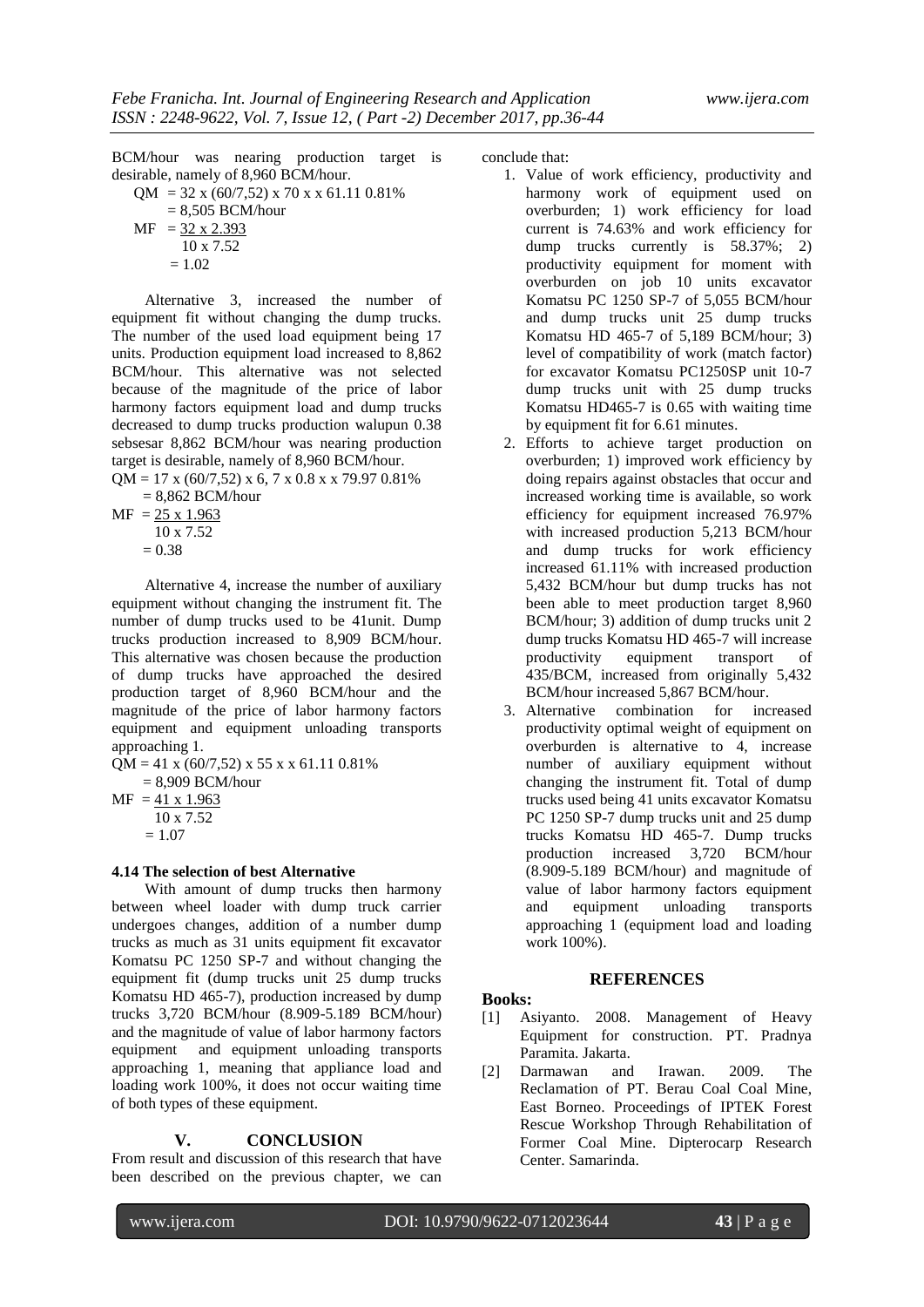BCM/hour was nearing production target is desirable, namely of 8,960 BCM/hour.

$$QM = 32 \times (60/7{,}52) \times 70 \times x\ 61.11\ 0.81\%$$
$$= 8{,}505\ \text{BCM/hour}$$
$$MF = \frac{32 \times 2.393}{10 \times 7.52}$$
$$= 1.02$$

Alternative 3, increased the number of equipment fit without changing the dump trucks. The number of the used load equipment being 17 units. Production equipment load increased to 8,862 BCM/hour. This alternative was not selected because of the magnitude of the price of labor harmony factors equipment load and dump trucks decreased to dump trucks production walupun 0.38 sebsesar 8,862 BCM/hour was nearing production target is desirable, namely of 8,960 BCM/hour.

$$QM = 17 \times (60/7{,}52) \times 6{,}\ 7 \times 0.8 \times x \times 79.97\ 0.81\%$$
$$= 8{,}862\ \text{BCM/hour}$$
$$MF = \frac{25 \times 1.963}{10 \times 7.52}$$
$$= 0.38$$

Alternative 4, increase the number of auxiliary equipment without changing the instrument fit. The number of dump trucks used to be 41unit. Dump trucks production increased to 8,909 BCM/hour. This alternative was chosen because the production of dump trucks have approached the desired production target of 8,960 BCM/hour and the magnitude of the price of labor harmony factors equipment and equipment unloading transports approaching 1.

$$QM = 41 \times (60/7{,}52) \times 55 \times x \times 61.11\ 0.81\%$$
$$= 8{,}909\ \text{BCM/hour}$$
$$MF = \frac{41 \times 1.963}{10 \times 7.52}$$
$$= 1.07$$

### 4.14 The selection of best Alternative

With amount of dump trucks then harmony between wheel loader with dump truck carrier undergoes changes, addition of a number dump trucks as much as 31 units equipment fit excavator Komatsu PC 1250 SP-7 and without changing the equipment fit (dump trucks unit 25 dump trucks Komatsu HD 465-7), production increased by dump trucks 3,720 BCM/hour (8.909-5.189 BCM/hour) and the magnitude of value of labor harmony factors equipment and equipment unloading transports approaching 1, meaning that appliance load and loading work 100%, it does not occur waiting time of both types of these equipment.

## V. CONCLUSION

From result and discussion of this research that have been described on the previous chapter, we can conclude that:

1. Value of work efficiency, productivity and harmony work of equipment used on overburden; 1) work efficiency for load current is 74.63% and work efficiency for dump trucks currently is 58.37%; 2) productivity equipment for moment with overburden on job 10 units excavator Komatsu PC 1250 SP-7 of 5,055 BCM/hour and dump trucks unit 25 dump trucks Komatsu HD 465-7 of 5,189 BCM/hour; 3) level of compatibility of work (match factor) for excavator Komatsu PC1250SP unit 10-7 dump trucks unit with 25 dump trucks Komatsu HD465-7 is 0.65 with waiting time by equipment fit for 6.61 minutes.
2. Efforts to achieve target production on overburden; 1) improved work efficiency by doing repairs against obstacles that occur and increased working time is available, so work efficiency for equipment increased 76.97% with increased production 5,213 BCM/hour and dump trucks for work efficiency increased 61.11% with increased production 5,432 BCM/hour but dump trucks has not been able to meet production target 8,960 BCM/hour; 3) addition of dump trucks unit 2 dump trucks Komatsu HD 465-7 will increase productivity equipment transport of 435/BCM, increased from originally 5,432 BCM/hour increased 5,867 BCM/hour.
3. Alternative combination for increased productivity optimal weight of equipment on overburden is alternative to 4, increase number of auxiliary equipment without changing the instrument fit. Total of dump trucks used being 41 units excavator Komatsu PC 1250 SP-7 dump trucks unit and 25 dump trucks Komatsu HD 465-7. Dump trucks production increased 3,720 BCM/hour (8.909-5.189 BCM/hour) and magnitude of value of labor harmony factors equipment and equipment unloading transports approaching 1 (equipment load and loading work 100%).

## REFERENCES

**Books:**

[1] Asiyanto. 2008. Management of Heavy Equipment for construction. PT. Pradnya Paramita. Jakarta.

[2] Darmawan and Irawan. 2009. The Reclamation of PT. Berau Coal Coal Mine, East Borneo. Proceedings of IPTEK Forest Rescue Workshop Through Rehabilitation of Former Coal Mine. Dipterocarp Research Center. Samarinda.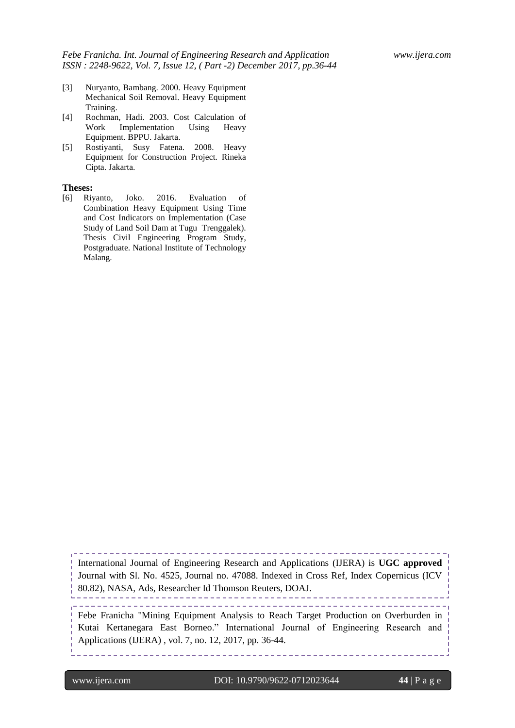[3] Nuryanto, Bambang. 2000. Heavy Equipment Mechanical Soil Removal. Heavy Equipment Training.

[4] Rochman, Hadi. 2003. Cost Calculation of Work Implementation Using Heavy Equipment. BPPU. Jakarta.

[5] Rostiyanti, Susy Fatena. 2008. Heavy Equipment for Construction Project. Rineka Cipta. Jakarta.

**Theses:**

[6] Riyanto, Joko. 2016. Evaluation of Combination Heavy Equipment Using Time and Cost Indicators on Implementation (Case Study of Land Soil Dam at Tugu Trenggalek). Thesis Civil Engineering Program Study, Postgraduate. National Institute of Technology Malang.

International Journal of Engineering Research and Applications (IJERA) is **UGC approved** Journal with Sl. No. 4525, Journal no. 47088. Indexed in Cross Ref, Index Copernicus (ICV 80.82), NASA, Ads, Researcher Id Thomson Reuters, DOAJ.

Febe Franicha "Mining Equipment Analysis to Reach Target Production on Overburden in Kutai Kertanegara East Borneo." International Journal of Engineering Research and Applications (IJERA) , vol. 7, no. 12, 2017, pp. 36-44.